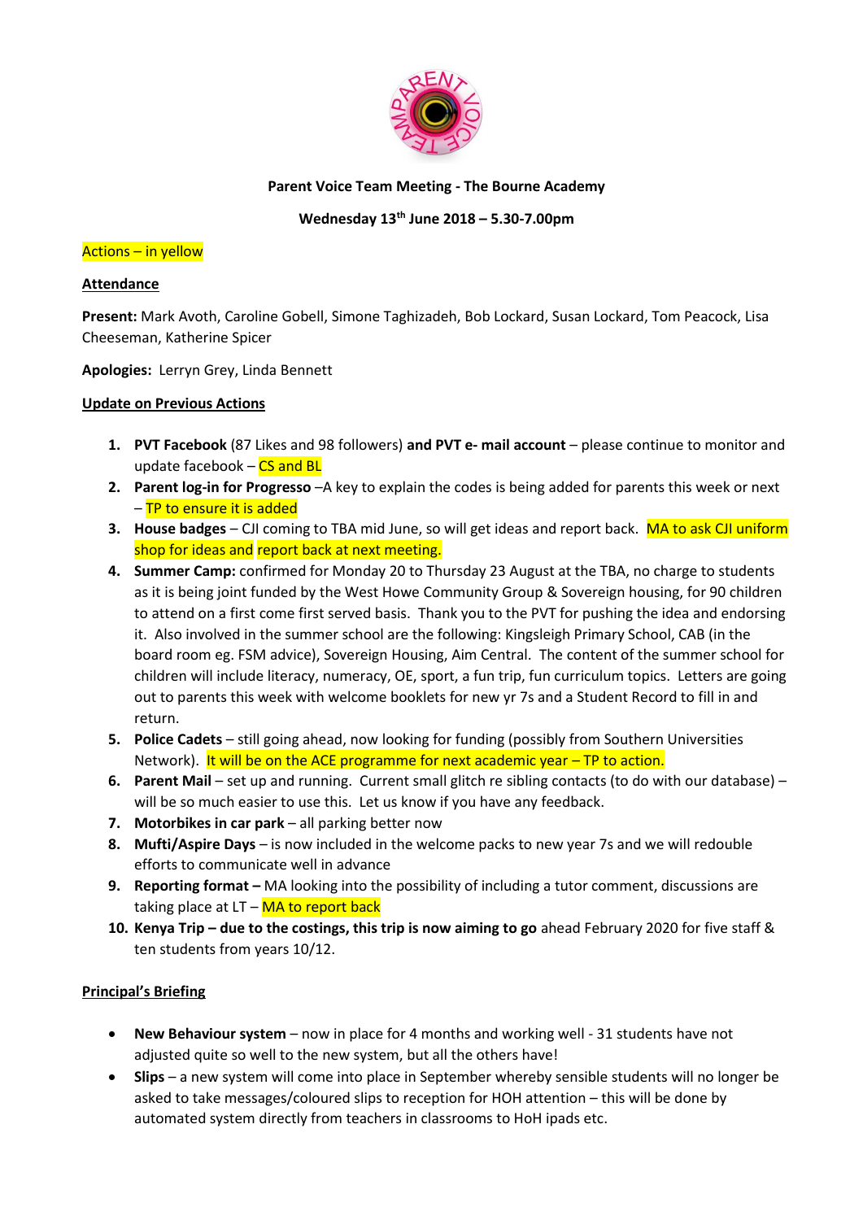**Parent Voice Team Meeting - The Bourne Academy**

**Wednesday 13th June 2018 – 5.30-7.00pm**

Actions – in yellow

**Attendance**

**Present:** Mark Avoth, Caroline Gobell, Simone Taghizadeh, Bob Lockard, Susan Lockard, Tom Peacock, Lisa Cheeseman, Katherine Spicer

**Apologies:** Lerryn Grey, Linda Bennett

**Update on Previous Actions**

1. **PVT Facebook** (87 Likes and 98 followers) **and PVT e- mail account** – please continue to monitor and update facebook – CS and BL
2. **Parent log-in for Progresso** –A key to explain the codes is being added for parents this week or next – TP to ensure it is added
3. **House badges** – CJI coming to TBA mid June, so will get ideas and report back. MA to ask CJI uniform shop for ideas and report back at next meeting.
4. **Summer Camp:** confirmed for Monday 20 to Thursday 23 August at the TBA, no charge to students as it is being joint funded by the West Howe Community Group & Sovereign housing, for 90 children to attend on a first come first served basis. Thank you to the PVT for pushing the idea and endorsing it. Also involved in the summer school are the following: Kingsleigh Primary School, CAB (in the board room eg. FSM advice), Sovereign Housing, Aim Central. The content of the summer school for children will include literacy, numeracy, OE, sport, a fun trip, fun curriculum topics. Letters are going out to parents this week with welcome booklets for new yr 7s and a Student Record to fill in and return.
5. **Police Cadets** – still going ahead, now looking for funding (possibly from Southern Universities Network). It will be on the ACE programme for next academic year – TP to action.
6. **Parent Mail** – set up and running. Current small glitch re sibling contacts (to do with our database) – will be so much easier to use this. Let us know if you have any feedback.
7. **Motorbikes in car park** – all parking better now
8. **Mufti/Aspire Days** – is now included in the welcome packs to new year 7s and we will redouble efforts to communicate well in advance
9. **Reporting format –** MA looking into the possibility of including a tutor comment, discussions are taking place at LT – MA to report back
10. **Kenya Trip – due to the costings, this trip is now aiming to go** ahead February 2020 for five staff & ten students from years 10/12.

**Principal's Briefing**

- **New Behaviour system** – now in place for 4 months and working well - 31 students have not adjusted quite so well to the new system, but all the others have!
- **Slips** – a new system will come into place in September whereby sensible students will no longer be asked to take messages/coloured slips to reception for HOH attention – this will be done by automated system directly from teachers in classrooms to HoH ipads etc.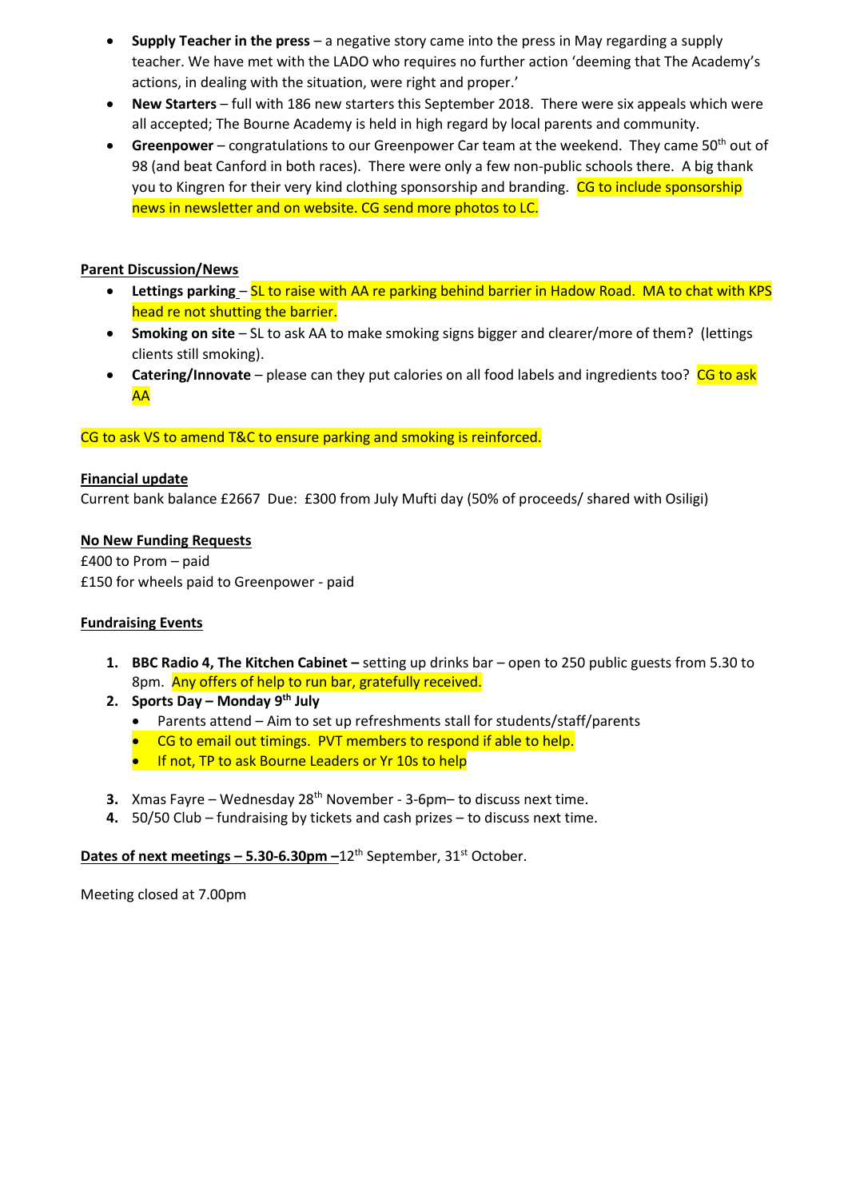- **Supply Teacher in the press** – a negative story came into the press in May regarding a supply teacher. We have met with the LADO who requires no further action 'deeming that The Academy's actions, in dealing with the situation, were right and proper.'
- **New Starters** – full with 186 new starters this September 2018. There were six appeals which were all accepted; The Bourne Academy is held in high regard by local parents and community.
- **Greenpower** – congratulations to our Greenpower Car team at the weekend. They came 50th out of 98 (and beat Canford in both races). There were only a few non-public schools there. A big thank you to Kingren for their very kind clothing sponsorship and branding. CG to include sponsorship news in newsletter and on website. CG send more photos to LC.

**Parent Discussion/News**

- **Lettings parking** – SL to raise with AA re parking behind barrier in Hadow Road. MA to chat with KPS head re not shutting the barrier.
- **Smoking on site** – SL to ask AA to make smoking signs bigger and clearer/more of them? (lettings clients still smoking).
- **Catering/Innovate** – please can they put calories on all food labels and ingredients too? CG to ask AA

CG to ask VS to amend T&C to ensure parking and smoking is reinforced.

**Financial update**

Current bank balance £2667 Due: £300 from July Mufti day (50% of proceeds/ shared with Osiligi)

**No New Funding Requests**

£400 to Prom – paid
£150 for wheels paid to Greenpower - paid

**Fundraising Events**

1. **BBC Radio 4, The Kitchen Cabinet –** setting up drinks bar – open to 250 public guests from 5.30 to 8pm. Any offers of help to run bar, gratefully received.
2. **Sports Day – Monday 9th July**
   - Parents attend – Aim to set up refreshments stall for students/staff/parents
   - CG to email out timings. PVT members to respond if able to help.
   - If not, TP to ask Bourne Leaders or Yr 10s to help
3. Xmas Fayre – Wednesday 28th November - 3-6pm– to discuss next time.
4. 50/50 Club – fundraising by tickets and cash prizes – to discuss next time.

**Dates of next meetings – 5.30-6.30pm –**12th September, 31st October.

Meeting closed at 7.00pm